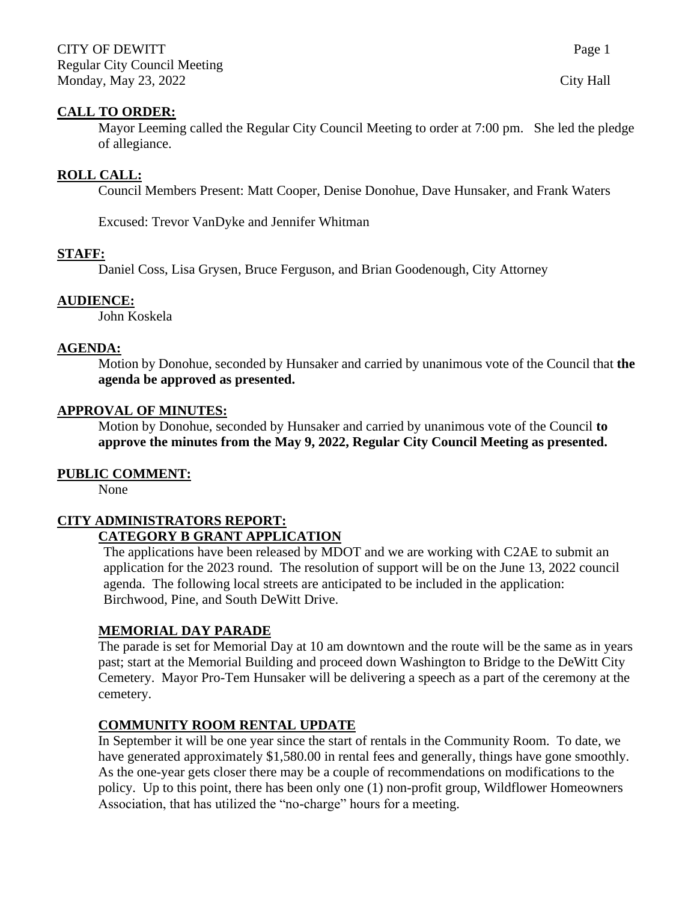CITY OF DEWITT
Regular City Council Meeting
Monday, May 23, 2022

City Hall

## CALL TO ORDER:

Mayor Leeming called the Regular City Council Meeting to order at 7:00 pm. She led the pledge of allegiance.

## ROLL CALL:

Council Members Present: Matt Cooper, Denise Donohue, Dave Hunsaker, and Frank Waters

Excused: Trevor VanDyke and Jennifer Whitman

## STAFF:

Daniel Coss, Lisa Grysen, Bruce Ferguson, and Brian Goodenough, City Attorney

## AUDIENCE:

John Koskela

## AGENDA:

Motion by Donohue, seconded by Hunsaker and carried by unanimous vote of the Council that **the agenda be approved as presented.**

## APPROVAL OF MINUTES:

Motion by Donohue, seconded by Hunsaker and carried by unanimous vote of the Council **to approve the minutes from the May 9, 2022, Regular City Council Meeting as presented.**

## PUBLIC COMMENT:

None

## CITY ADMINISTRATORS REPORT:

### CATEGORY B GRANT APPLICATION

The applications have been released by MDOT and we are working with C2AE to submit an application for the 2023 round. The resolution of support will be on the June 13, 2022 council agenda. The following local streets are anticipated to be included in the application: Birchwood, Pine, and South DeWitt Drive.

### MEMORIAL DAY PARADE

The parade is set for Memorial Day at 10 am downtown and the route will be the same as in years past; start at the Memorial Building and proceed down Washington to Bridge to the DeWitt City Cemetery. Mayor Pro-Tem Hunsaker will be delivering a speech as a part of the ceremony at the cemetery.

### COMMUNITY ROOM RENTAL UPDATE

In September it will be one year since the start of rentals in the Community Room. To date, we have generated approximately $1,580.00 in rental fees and generally, things have gone smoothly. As the one-year gets closer there may be a couple of recommendations on modifications to the policy. Up to this point, there has been only one (1) non-profit group, Wildflower Homeowners Association, that has utilized the "no-charge" hours for a meeting.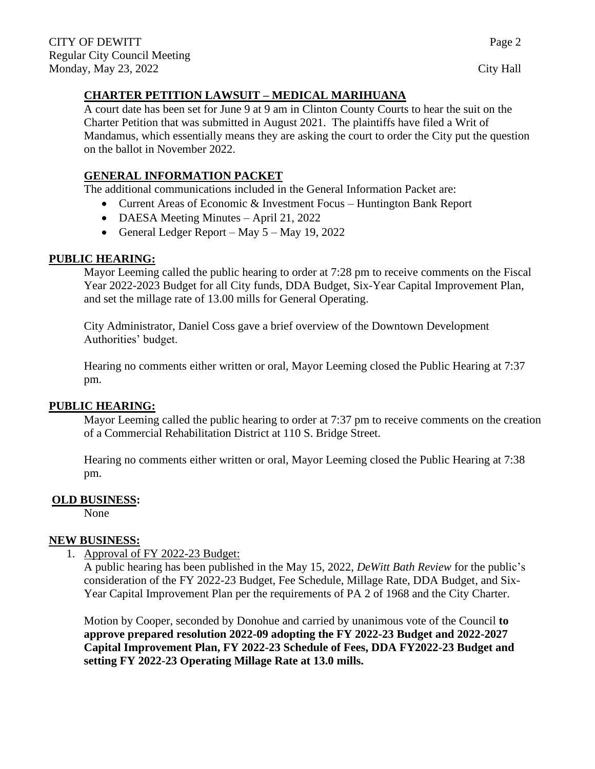### CHARTER PETITION LAWSUIT – MEDICAL MARIHUANA

A court date has been set for June 9 at 9 am in Clinton County Courts to hear the suit on the Charter Petition that was submitted in August 2021. The plaintiffs have filed a Writ of Mandamus, which essentially means they are asking the court to order the City put the question on the ballot in November 2022.

### GENERAL INFORMATION PACKET

The additional communications included in the General Information Packet are:

- Current Areas of Economic & Investment Focus – Huntington Bank Report
- DAESA Meeting Minutes – April 21, 2022
- General Ledger Report – May 5 – May 19, 2022

## PUBLIC HEARING:

Mayor Leeming called the public hearing to order at 7:28 pm to receive comments on the Fiscal Year 2022-2023 Budget for all City funds, DDA Budget, Six-Year Capital Improvement Plan, and set the millage rate of 13.00 mills for General Operating.

City Administrator, Daniel Coss gave a brief overview of the Downtown Development Authorities' budget.

Hearing no comments either written or oral, Mayor Leeming closed the Public Hearing at 7:37 pm.

## PUBLIC HEARING:

Mayor Leeming called the public hearing to order at 7:37 pm to receive comments on the creation of a Commercial Rehabilitation District at 110 S. Bridge Street.

Hearing no comments either written or oral, Mayor Leeming closed the Public Hearing at 7:38 pm.

## OLD BUSINESS:

None

## NEW BUSINESS:

1. Approval of FY 2022-23 Budget:

   A public hearing has been published in the May 15, 2022, *DeWitt Bath Review* for the public's consideration of the FY 2022-23 Budget, Fee Schedule, Millage Rate, DDA Budget, and Six-Year Capital Improvement Plan per the requirements of PA 2 of 1968 and the City Charter.

   Motion by Cooper, seconded by Donohue and carried by unanimous vote of the Council **to approve prepared resolution 2022-09 adopting the FY 2022-23 Budget and 2022-2027 Capital Improvement Plan, FY 2022-23 Schedule of Fees, DDA FY2022-23 Budget and setting FY 2022-23 Operating Millage Rate at 13.0 mills.**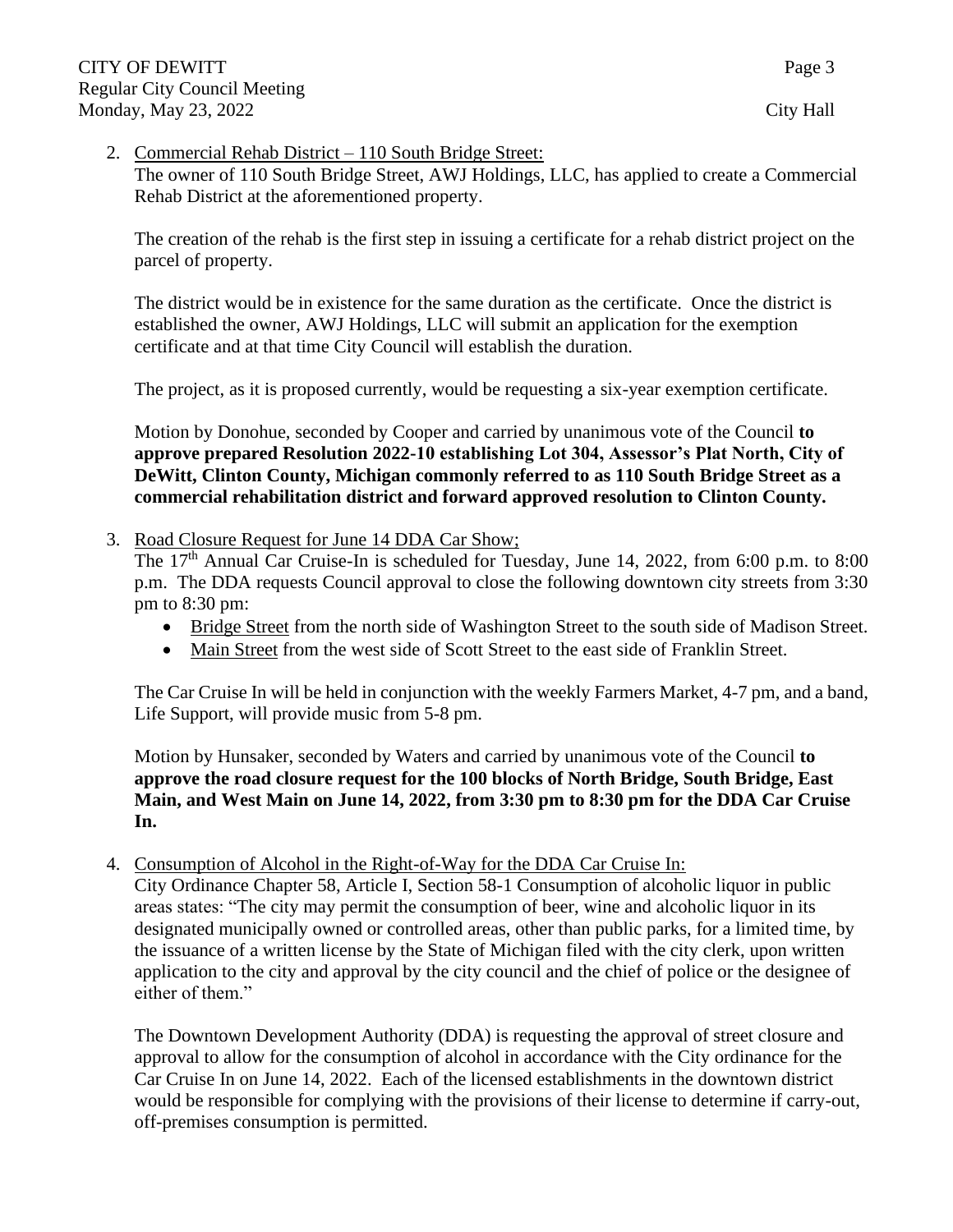2. Commercial Rehab District – 110 South Bridge Street:

   The owner of 110 South Bridge Street, AWJ Holdings, LLC, has applied to create a Commercial Rehab District at the aforementioned property.

   The creation of the rehab is the first step in issuing a certificate for a rehab district project on the parcel of property.

   The district would be in existence for the same duration as the certificate. Once the district is established the owner, AWJ Holdings, LLC will submit an application for the exemption certificate and at that time City Council will establish the duration.

   The project, as it is proposed currently, would be requesting a six-year exemption certificate.

   Motion by Donohue, seconded by Cooper and carried by unanimous vote of the Council **to approve prepared Resolution 2022-10 establishing Lot 304, Assessor's Plat North, City of DeWitt, Clinton County, Michigan commonly referred to as 110 South Bridge Street as a commercial rehabilitation district and forward approved resolution to Clinton County.**

3. Road Closure Request for June 14 DDA Car Show;

   The 17th Annual Car Cruise-In is scheduled for Tuesday, June 14, 2022, from 6:00 p.m. to 8:00 p.m. The DDA requests Council approval to close the following downtown city streets from 3:30 pm to 8:30 pm:

   - Bridge Street from the north side of Washington Street to the south side of Madison Street.
   - Main Street from the west side of Scott Street to the east side of Franklin Street.

   The Car Cruise In will be held in conjunction with the weekly Farmers Market, 4-7 pm, and a band, Life Support, will provide music from 5-8 pm.

   Motion by Hunsaker, seconded by Waters and carried by unanimous vote of the Council **to approve the road closure request for the 100 blocks of North Bridge, South Bridge, East Main, and West Main on June 14, 2022, from 3:30 pm to 8:30 pm for the DDA Car Cruise In.**

4. Consumption of Alcohol in the Right-of-Way for the DDA Car Cruise In:

   City Ordinance Chapter 58, Article I, Section 58-1 Consumption of alcoholic liquor in public areas states: "The city may permit the consumption of beer, wine and alcoholic liquor in its designated municipally owned or controlled areas, other than public parks, for a limited time, by the issuance of a written license by the State of Michigan filed with the city clerk, upon written application to the city and approval by the city council and the chief of police or the designee of either of them."

   The Downtown Development Authority (DDA) is requesting the approval of street closure and approval to allow for the consumption of alcohol in accordance with the City ordinance for the Car Cruise In on June 14, 2022. Each of the licensed establishments in the downtown district would be responsible for complying with the provisions of their license to determine if carry-out, off-premises consumption is permitted.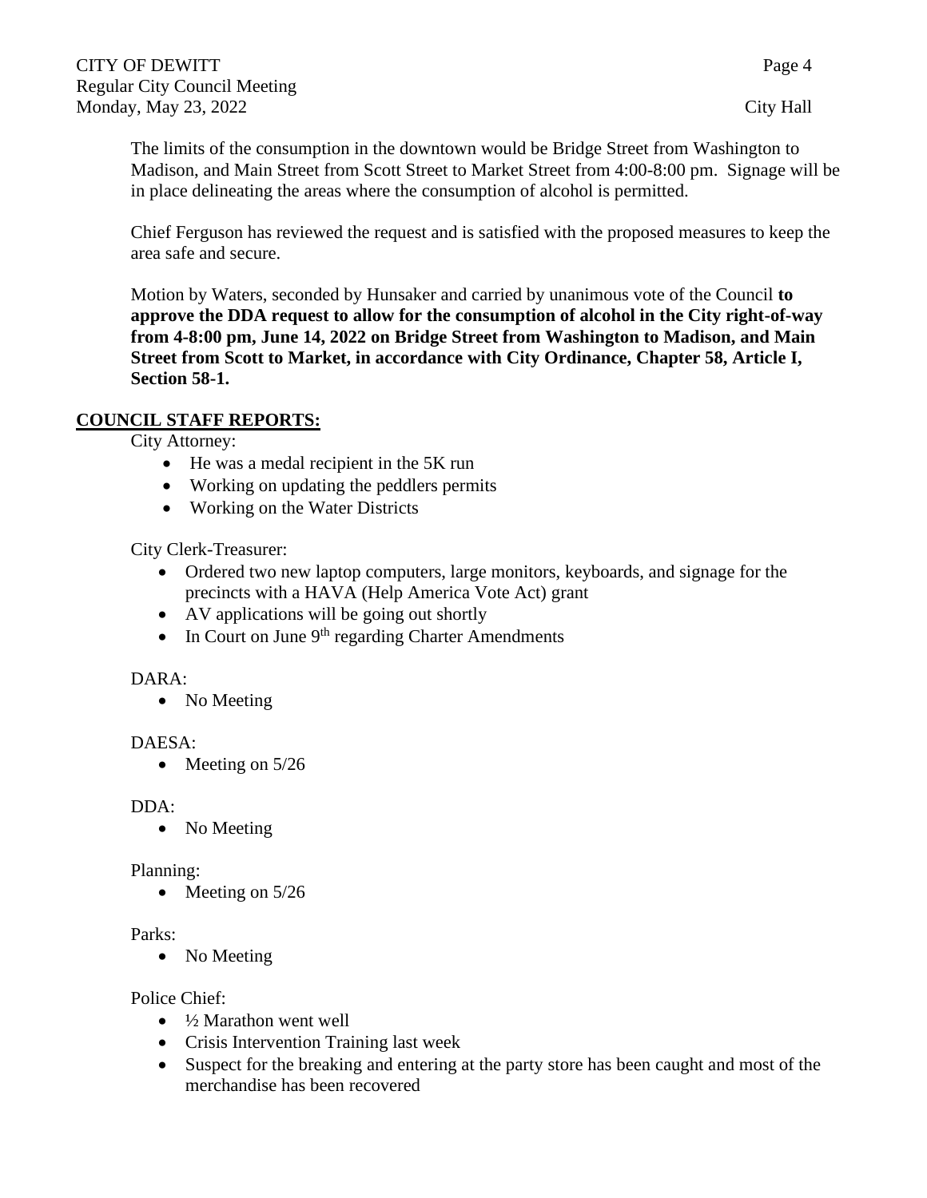The limits of the consumption in the downtown would be Bridge Street from Washington to Madison, and Main Street from Scott Street to Market Street from 4:00-8:00 pm. Signage will be in place delineating the areas where the consumption of alcohol is permitted.

Chief Ferguson has reviewed the request and is satisfied with the proposed measures to keep the area safe and secure.

Motion by Waters, seconded by Hunsaker and carried by unanimous vote of the Council **to approve the DDA request to allow for the consumption of alcohol in the City right-of-way from 4-8:00 pm, June 14, 2022 on Bridge Street from Washington to Madison, and Main Street from Scott to Market, in accordance with City Ordinance, Chapter 58, Article I, Section 58-1.**

## COUNCIL STAFF REPORTS:

City Attorney:

- He was a medal recipient in the 5K run
- Working on updating the peddlers permits
- Working on the Water Districts

City Clerk-Treasurer:

- Ordered two new laptop computers, large monitors, keyboards, and signage for the precincts with a HAVA (Help America Vote Act) grant
- AV applications will be going out shortly
- In Court on June 9th regarding Charter Amendments

DARA:

- No Meeting

DAESA:

- Meeting on 5/26

DDA:

- No Meeting

Planning:

- Meeting on 5/26

Parks:

- No Meeting

Police Chief:

- ½ Marathon went well
- Crisis Intervention Training last week
- Suspect for the breaking and entering at the party store has been caught and most of the merchandise has been recovered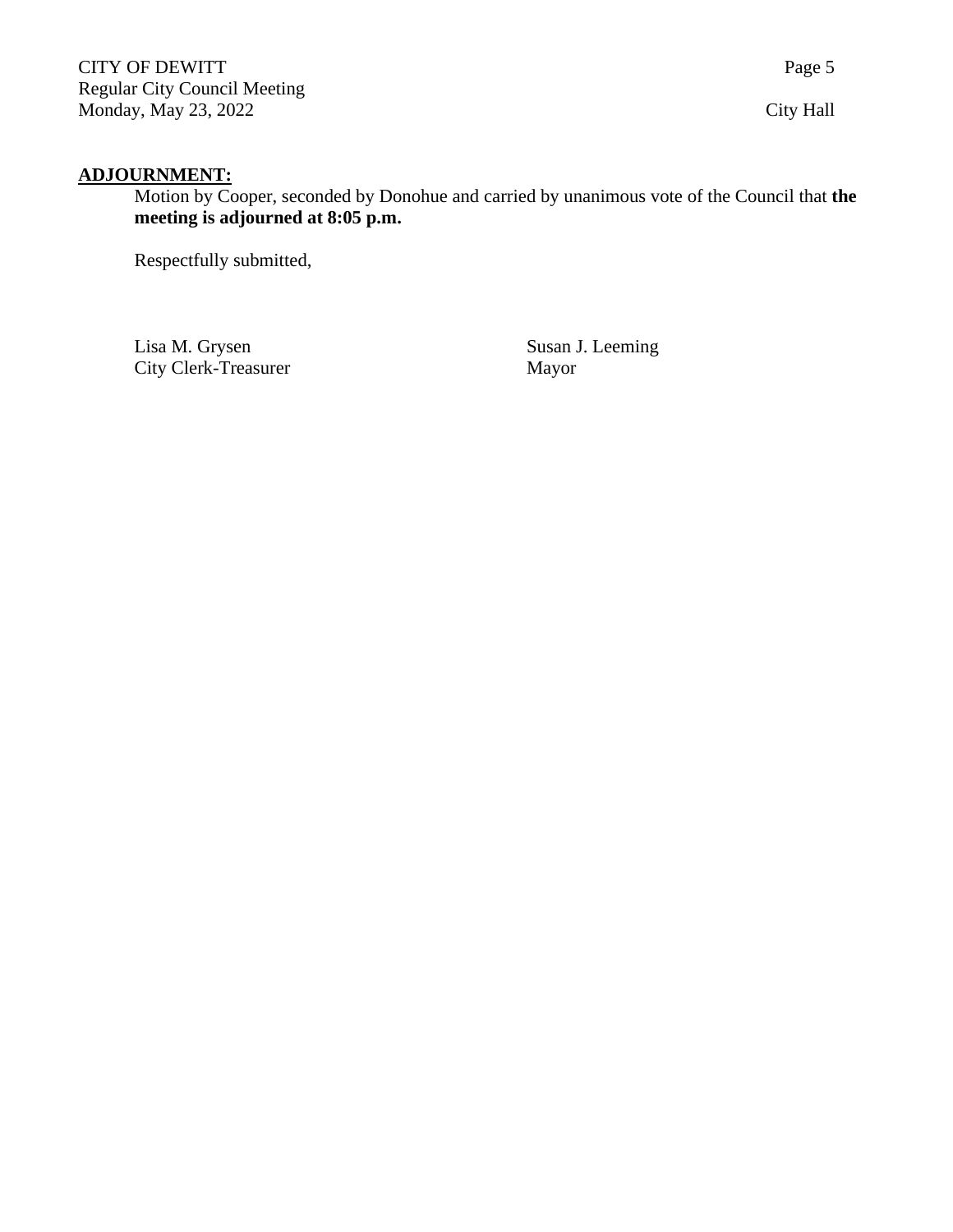**ADJOURNMENT:**

Motion by Cooper, seconded by Donohue and carried by unanimous vote of the Council that **the meeting is adjourned at 8:05 p.m.**

Respectfully submitted,

| | |
|---|---|
| Lisa M. Grysen | Susan J. Leeming |
| City Clerk-Treasurer | Mayor |